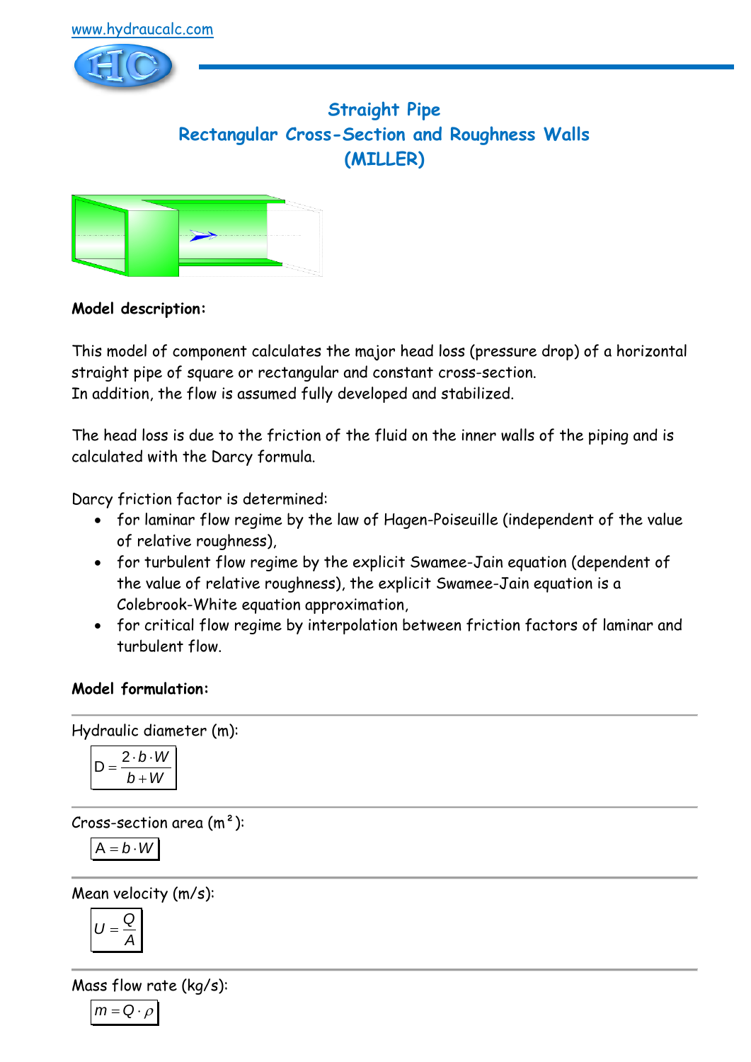www.hydraucalc.com

# Straight Pipe
# Rectangular Cross-Section and Roughness Walls
# (MILLER)

**Model description:**

This model of component calculates the major head loss (pressure drop) of a horizontal straight pipe of square or rectangular and constant cross-section.
In addition, the flow is assumed fully developed and stabilized.

The head loss is due to the friction of the fluid on the inner walls of the piping and is calculated with the Darcy formula.

Darcy friction factor is determined:

- for laminar flow regime by the law of Hagen-Poiseuille (independent of the value of relative roughness),
- for turbulent flow regime by the explicit Swamee-Jain equation (dependent of the value of relative roughness), the explicit Swamee-Jain equation is a Colebrook-White equation approximation,
- for critical flow regime by interpolation between friction factors of laminar and turbulent flow.

**Model formulation:**

Hydraulic diameter (m):

$$D = \frac{2 \cdot b \cdot W}{b + W}$$

Cross-section area (m²):

$$A = b \cdot W$$

Mean velocity (m/s):

$$U = \frac{Q}{A}$$

Mass flow rate (kg/s):

$$m = Q \cdot \rho$$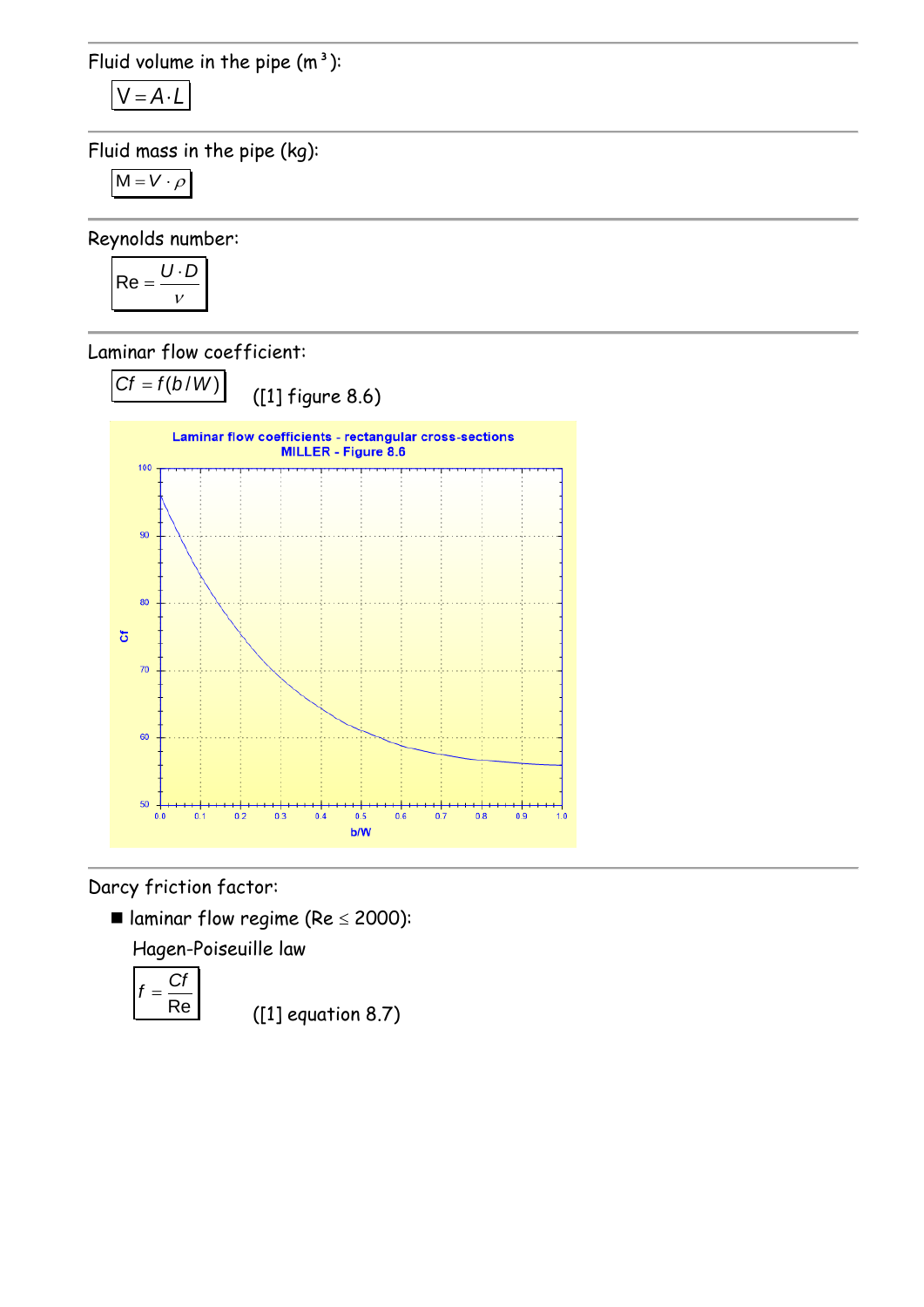Fluid volume in the pipe ($m^3$):

$$V = A \cdot L$$

Fluid mass in the pipe (kg):

$$M = V \cdot \rho$$

Reynolds number:

$$Re = \frac{U \cdot D}{\nu}$$

Laminar flow coefficient:

$$Cf = f(b/W)$$ ([1] figure 8.6)

Laminar flow coefficients - rectangular cross-sections
MILLER - Figure 8.6

Darcy friction factor:

- laminar flow regime (Re ≤ 2000):

  Hagen-Poiseuille law

  $$f = \frac{Cf}{Re}$$ ([1] equation 8.7)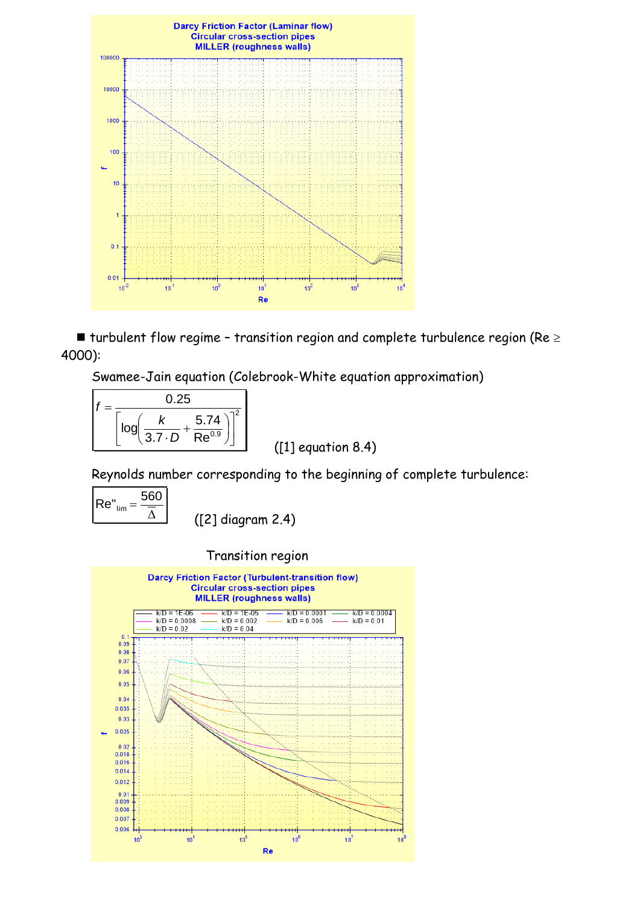■ turbulent flow regime – transition region and complete turbulence region (Re ≥ 4000):

Swamee-Jain equation (Colebrook-White equation approximation)

$$f = \frac{0.25}{\left[\log\left(\frac{k}{3.7 \cdot D} + \frac{5.74}{\mathrm{Re}^{0.9}}\right)\right]^2}$$

([1] equation 8.4)

Reynolds number corresponding to the beginning of complete turbulence:

$$\mathrm{Re}''_{\mathrm{lim}} = \frac{560}{\overline{\Delta}}$$

([2] diagram 2.4)

Transition region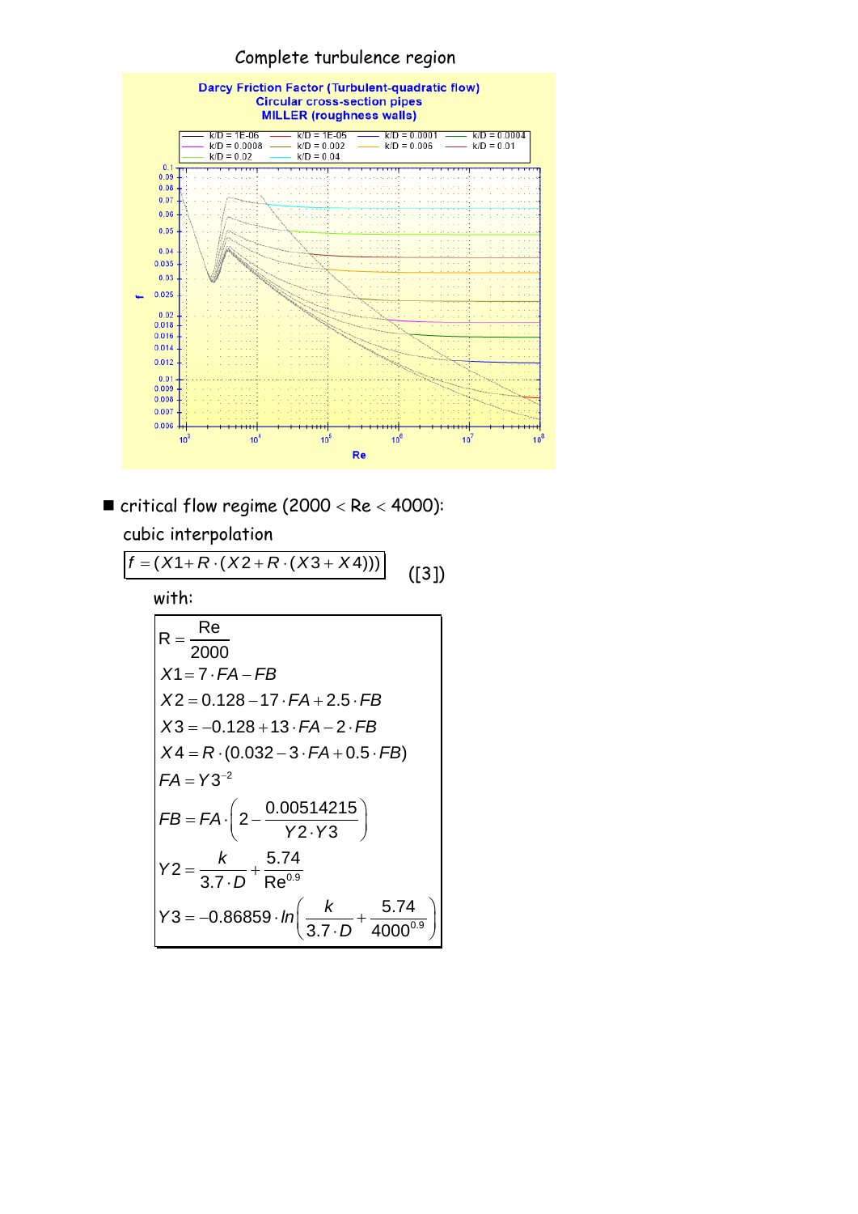Complete turbulence region

Darcy Friction Factor (Turbulent-quadratic flow)
Circular cross-section pipes
MILLER (roughness walls)

k/D = 1E-06, k/D = 1E-05, k/D = 0.0001, k/D = 0.0004, k/D = 0.0008, k/D = 0.002, k/D = 0.006, k/D = 0.01, k/D = 0.02, k/D = 0.04

- critical flow regime (2000 < Re < 4000):

  cubic interpolation

$$f = (X1 + R \cdot (X2 + R \cdot (X3 + X4))) \quad ([3])$$

with:

$$R = \frac{\text{Re}}{2000}$$

$$X1 = 7 \cdot FA - FB$$

$$X2 = 0.128 - 17 \cdot FA + 2.5 \cdot FB$$

$$X3 = -0.128 + 13 \cdot FA - 2 \cdot FB$$

$$X4 = R \cdot (0.032 - 3 \cdot FA + 0.5 \cdot FB)$$

$$FA = Y3^{-2}$$

$$FB = FA \cdot \left(2 - \frac{0.00514215}{Y2 \cdot Y3}\right)$$

$$Y2 = \frac{k}{3.7 \cdot D} + \frac{5.74}{\text{Re}^{0.9}}$$

$$Y3 = -0.86859 \cdot \ln\left(\frac{k}{3.7 \cdot D} + \frac{5.74}{4000^{0.9}}\right)$$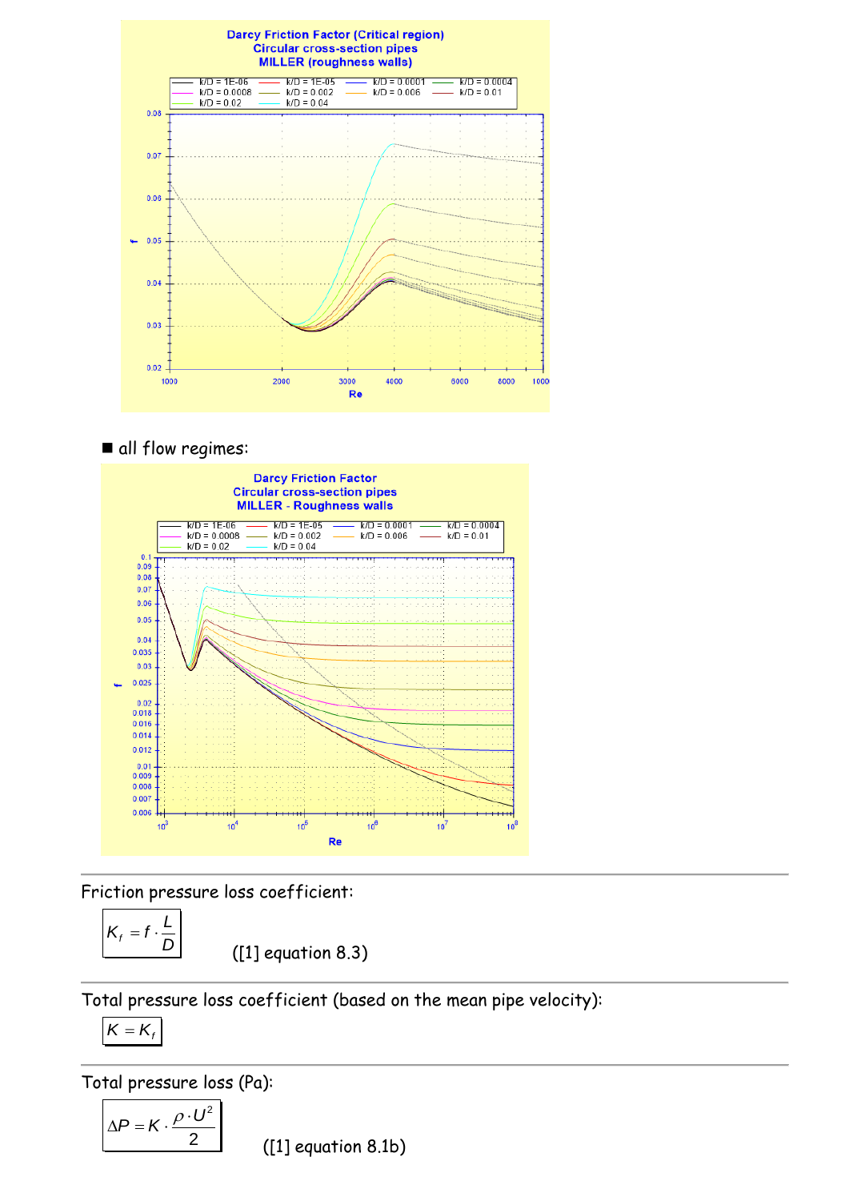- all flow regimes:

Friction pressure loss coefficient:

$$K_f = f \cdot \frac{L}{D}$$

([1] equation 8.3)

Total pressure loss coefficient (based on the mean pipe velocity):

$$K = K_f$$

Total pressure loss (Pa):

$$\Delta P = K \cdot \frac{\rho \cdot U^2}{2}$$

([1] equation 8.1b)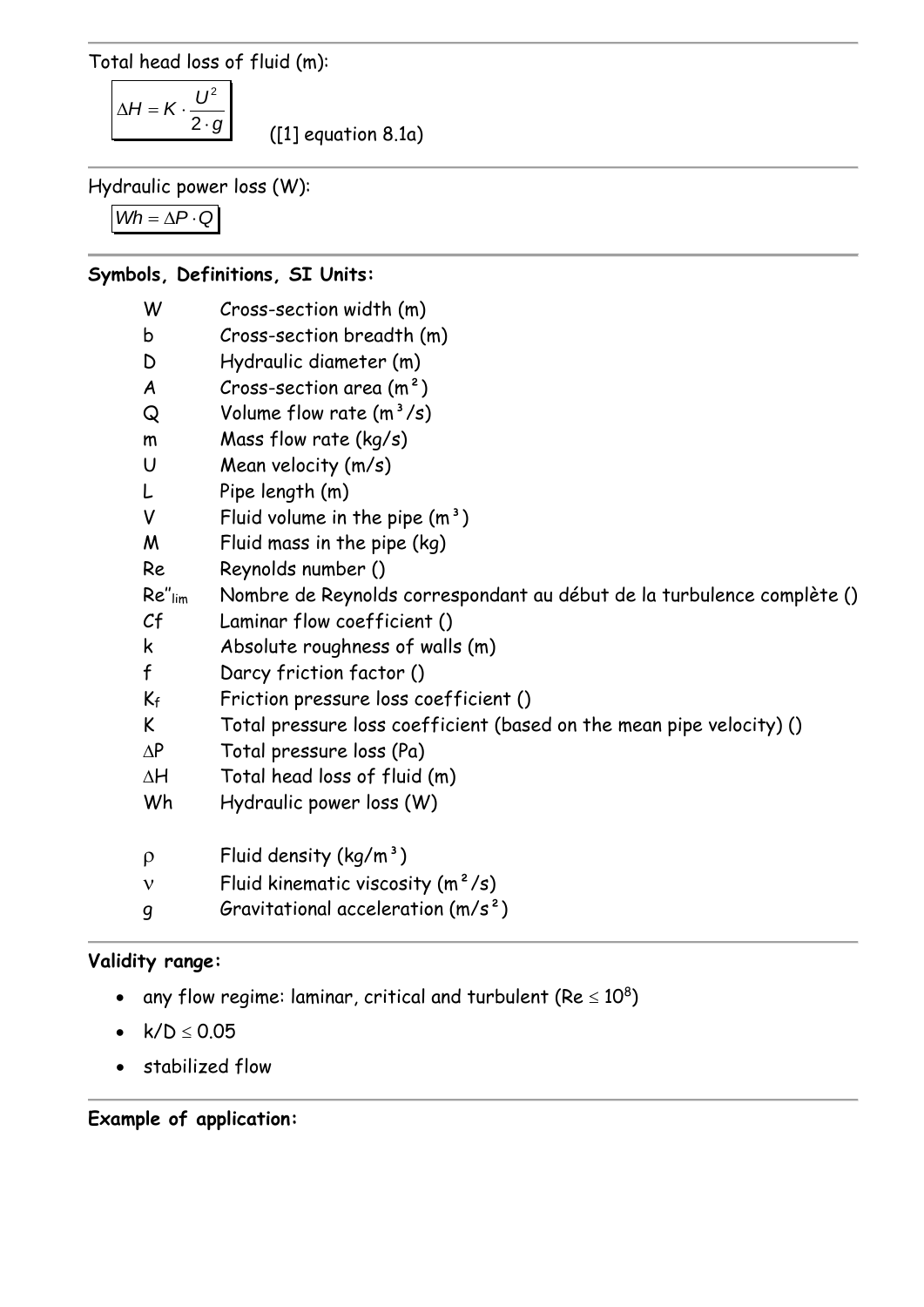Total head loss of fluid (m):

$$\Delta H = K \cdot \frac{U^2}{2 \cdot g}$$

([1] equation 8.1a)

---

Hydraulic power loss (W):

$$Wh = \Delta P \cdot Q$$

---

**Symbols, Definitions, SI Units:**

| | |
|---|---|
| W | Cross-section width (m) |
| b | Cross-section breadth (m) |
| D | Hydraulic diameter (m) |
| A | Cross-section area (m²) |
| Q | Volume flow rate (m³/s) |
| m | Mass flow rate (kg/s) |
| U | Mean velocity (m/s) |
| L | Pipe length (m) |
| V | Fluid volume in the pipe (m³) |
| M | Fluid mass in the pipe (kg) |
| Re | Reynolds number () |
| $Re''_{lim}$ | Nombre de Reynolds correspondant au début de la turbulence complète () |
| Cf | Laminar flow coefficient () |
| k | Absolute roughness of walls (m) |
| f | Darcy friction factor () |
| $K_f$ | Friction pressure loss coefficient () |
| K | Total pressure loss coefficient (based on the mean pipe velocity) () |
| $\Delta P$ | Total pressure loss (Pa) |
| $\Delta H$ | Total head loss of fluid (m) |
| Wh | Hydraulic power loss (W) |
| $\rho$ | Fluid density (kg/m³) |
| $\nu$ | Fluid kinematic viscosity (m²/s) |
| g | Gravitational acceleration (m/s²) |

---

**Validity range:**

- any flow regime: laminar, critical and turbulent ($Re \leq 10^8$)
- $k/D \leq 0.05$
- stabilized flow

---

**Example of application:**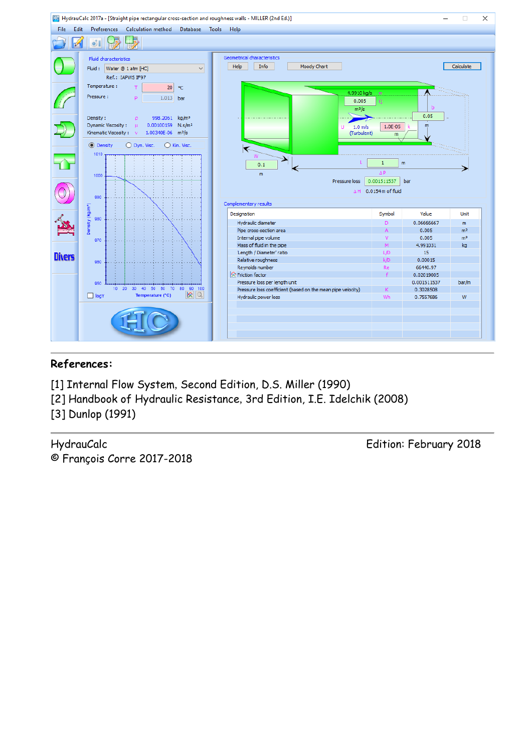HydrauCalc 2017a - [Straight pipe rectangular cross-section and roughness walls - MILLER (2nd Ed.)]

File Edit Preferences Calculation method Database Tools Help

Fluid characteristics

Fluid : Water @ 1 atm [HC]

Ref.: IAPWS IF97

Temperature : T 20 °C

Pressure : P 1.013 bar

Density : ρ 998.2061 kg/m³

Dynamic Viscosity : μ 0.00100159 N.s/m²

Kinematic Viscosity : ν 1.00340E-06 m²/s

Density Dyn. Visc. Kin. Visc.

1010
1000
990
980
970
960
950

Density (kg/m³)

10 20 30 40 50 60 70 80 90 100

Temperature (°C)

logY

Divers

Geometrical characteristics

Help Info Moody Chart Calculate

4.9910 kg/s m

0.005 Q

m³/s

U 1.0 m/s (Turbulent)

1.0E-05 k

m

b 0.05 m

W 0.1 m

L 1 m

ΔP

Pressure loss 0.001511537 bar

ΔH 0.0154 m of fluid

Complementary results

| Designation | Symbol | Value | Unit |
| --- | --- | --- | --- |
| Hydraulic diameter | D | 0.06666667 | m |
| Pipe cross-section area | A | 0.005 | m² |
| Internal pipe volume | V | 0.005 | m³ |
| Mass of fluid in the pipe | M | 4.991031 | kg |
| Length / Diameter ratio | L/D | 15 | |
| Relative roughness | k/D | 0.00015 | |
| Reynolds number | Re | 66440.97 | |
| Friction factor | f | 0.02019005 | |
| Pressure loss per length unit | | 0.001511537 | bar/m |
| Pressure loss coefficient (based on the mean pipe velocity) | K | 0.3028508 | |
| Hydraulic power loss | Wh | 0.7557686 | W |

## References:

[1] Internal Flow System, Second Edition, D.S. Miller (1990)
[2] Handbook of Hydraulic Resistance, 3rd Edition, I.E. Idelchik (2008)
[3] Dunlop (1991)

HydrauCalc
© François Corre 2017-2018

Edition: February 2018